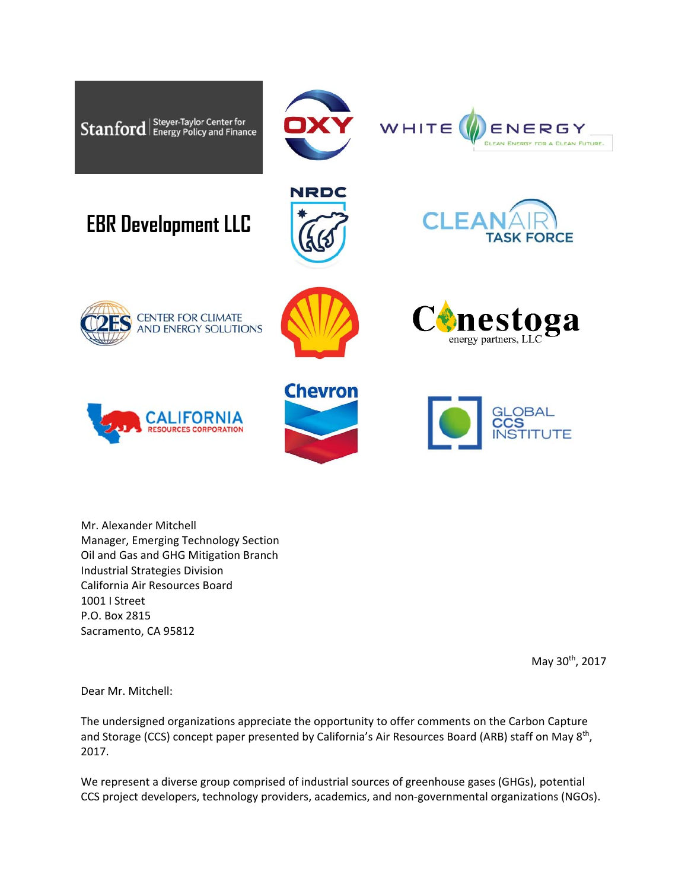Stanford | Steyer-Taylor Center for Energy Policy and Finance

OXY

WHITE ENERGY — CLEAN ENERGY FOR A CLEAN FUTURE.

EBR Development LLC

NRDC

CLEAN AIR TASK FORCE

C2ES CENTER FOR CLIMATE AND ENERGY SOLUTIONS

Conestoga energy partners, LLC

CALIFORNIA RESOURCES CORPORATION

Chevron

GLOBAL CCS INSTITUTE

Mr. Alexander Mitchell
Manager, Emerging Technology Section
Oil and Gas and GHG Mitigation Branch
Industrial Strategies Division
California Air Resources Board
1001 I Street
P.O. Box 2815
Sacramento, CA 95812

May 30th, 2017

Dear Mr. Mitchell:

The undersigned organizations appreciate the opportunity to offer comments on the Carbon Capture and Storage (CCS) concept paper presented by California's Air Resources Board (ARB) staff on May 8th, 2017.

We represent a diverse group comprised of industrial sources of greenhouse gases (GHGs), potential CCS project developers, technology providers, academics, and non-governmental organizations (NGOs).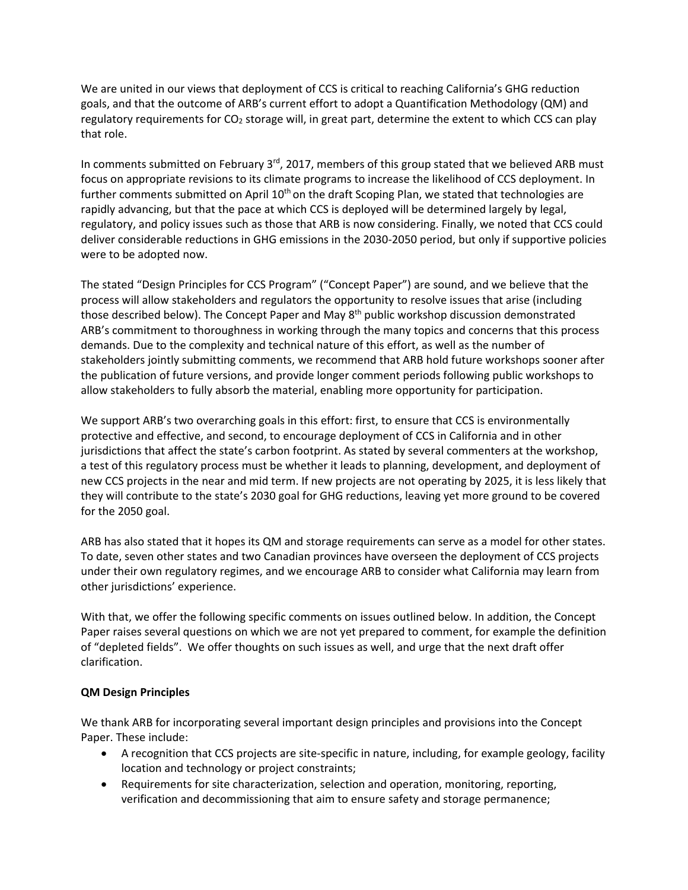We are united in our views that deployment of CCS is critical to reaching California's GHG reduction goals, and that the outcome of ARB's current effort to adopt a Quantification Methodology (QM) and regulatory requirements for $CO_2$ storage will, in great part, determine the extent to which CCS can play that role.

In comments submitted on February 3rd, 2017, members of this group stated that we believed ARB must focus on appropriate revisions to its climate programs to increase the likelihood of CCS deployment. In further comments submitted on April 10th on the draft Scoping Plan, we stated that technologies are rapidly advancing, but that the pace at which CCS is deployed will be determined largely by legal, regulatory, and policy issues such as those that ARB is now considering. Finally, we noted that CCS could deliver considerable reductions in GHG emissions in the 2030-2050 period, but only if supportive policies were to be adopted now.

The stated "Design Principles for CCS Program" ("Concept Paper") are sound, and we believe that the process will allow stakeholders and regulators the opportunity to resolve issues that arise (including those described below). The Concept Paper and May 8th public workshop discussion demonstrated ARB's commitment to thoroughness in working through the many topics and concerns that this process demands. Due to the complexity and technical nature of this effort, as well as the number of stakeholders jointly submitting comments, we recommend that ARB hold future workshops sooner after the publication of future versions, and provide longer comment periods following public workshops to allow stakeholders to fully absorb the material, enabling more opportunity for participation.

We support ARB's two overarching goals in this effort: first, to ensure that CCS is environmentally protective and effective, and second, to encourage deployment of CCS in California and in other jurisdictions that affect the state's carbon footprint. As stated by several commenters at the workshop, a test of this regulatory process must be whether it leads to planning, development, and deployment of new CCS projects in the near and mid term. If new projects are not operating by 2025, it is less likely that they will contribute to the state's 2030 goal for GHG reductions, leaving yet more ground to be covered for the 2050 goal.

ARB has also stated that it hopes its QM and storage requirements can serve as a model for other states. To date, seven other states and two Canadian provinces have overseen the deployment of CCS projects under their own regulatory regimes, and we encourage ARB to consider what California may learn from other jurisdictions' experience.

With that, we offer the following specific comments on issues outlined below. In addition, the Concept Paper raises several questions on which we are not yet prepared to comment, for example the definition of "depleted fields". We offer thoughts on such issues as well, and urge that the next draft offer clarification.

**QM Design Principles**

We thank ARB for incorporating several important design principles and provisions into the Concept Paper. These include:

- A recognition that CCS projects are site-specific in nature, including, for example geology, facility location and technology or project constraints;
- Requirements for site characterization, selection and operation, monitoring, reporting, verification and decommissioning that aim to ensure safety and storage permanence;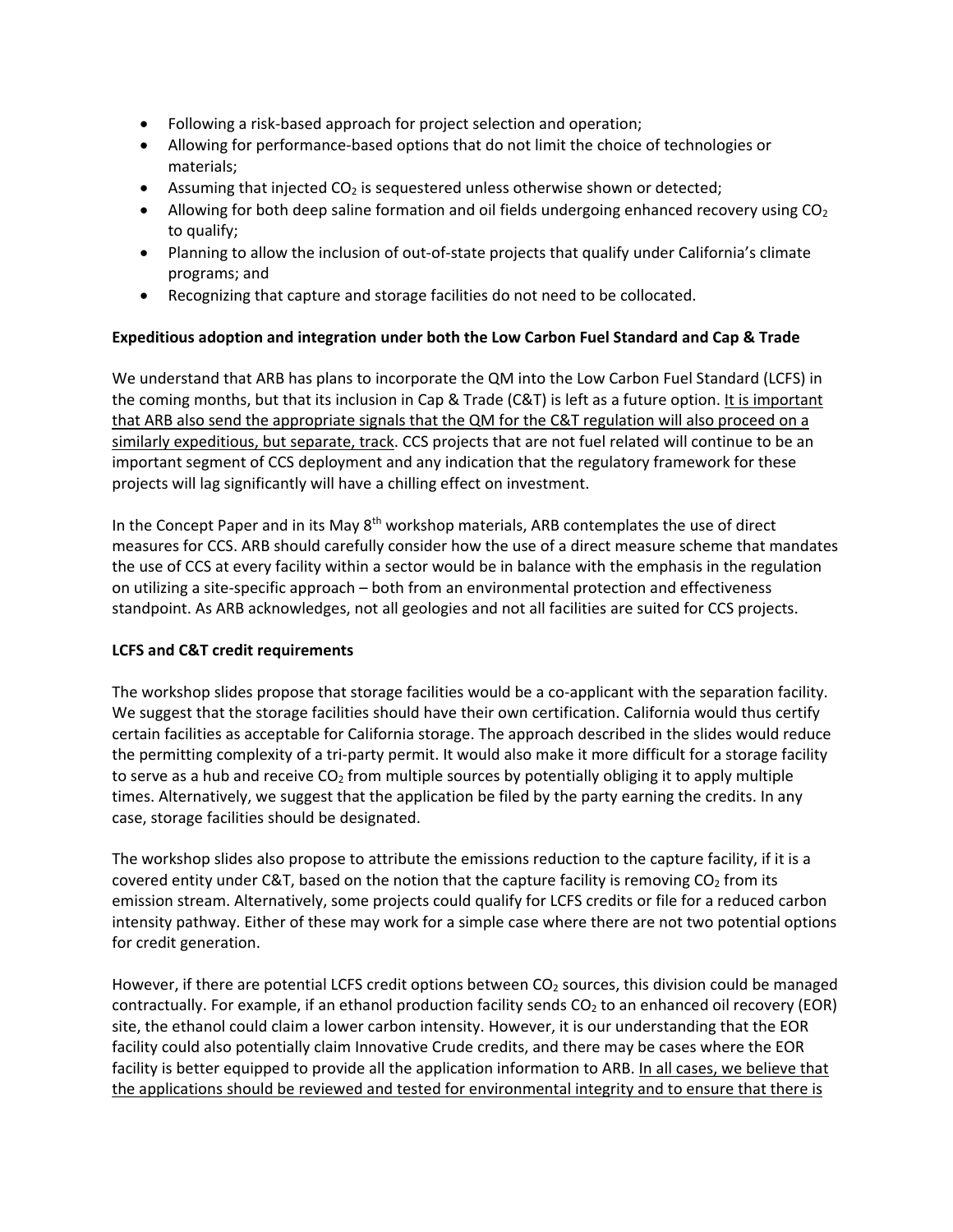- Following a risk-based approach for project selection and operation;
- Allowing for performance-based options that do not limit the choice of technologies or materials;
- Assuming that injected $CO_2$ is sequestered unless otherwise shown or detected;
- Allowing for both deep saline formation and oil fields undergoing enhanced recovery using $CO_2$ to qualify;
- Planning to allow the inclusion of out-of-state projects that qualify under California's climate programs; and
- Recognizing that capture and storage facilities do not need to be collocated.

**Expeditious adoption and integration under both the Low Carbon Fuel Standard and Cap & Trade**

We understand that ARB has plans to incorporate the QM into the Low Carbon Fuel Standard (LCFS) in the coming months, but that its inclusion in Cap & Trade (C&T) is left as a future option. <u>It is important that ARB also send the appropriate signals that the QM for the C&T regulation will also proceed on a similarly expeditious, but separate, track</u>. CCS projects that are not fuel related will continue to be an important segment of CCS deployment and any indication that the regulatory framework for these projects will lag significantly will have a chilling effect on investment.

In the Concept Paper and in its May 8th workshop materials, ARB contemplates the use of direct measures for CCS. ARB should carefully consider how the use of a direct measure scheme that mandates the use of CCS at every facility within a sector would be in balance with the emphasis in the regulation on utilizing a site-specific approach – both from an environmental protection and effectiveness standpoint. As ARB acknowledges, not all geologies and not all facilities are suited for CCS projects.

**LCFS and C&T credit requirements**

The workshop slides propose that storage facilities would be a co-applicant with the separation facility. We suggest that the storage facilities should have their own certification. California would thus certify certain facilities as acceptable for California storage. The approach described in the slides would reduce the permitting complexity of a tri-party permit. It would also make it more difficult for a storage facility to serve as a hub and receive $CO_2$ from multiple sources by potentially obliging it to apply multiple times. Alternatively, we suggest that the application be filed by the party earning the credits. In any case, storage facilities should be designated.

The workshop slides also propose to attribute the emissions reduction to the capture facility, if it is a covered entity under C&T, based on the notion that the capture facility is removing $CO_2$ from its emission stream. Alternatively, some projects could qualify for LCFS credits or file for a reduced carbon intensity pathway. Either of these may work for a simple case where there are not two potential options for credit generation.

However, if there are potential LCFS credit options between $CO_2$ sources, this division could be managed contractually. For example, if an ethanol production facility sends $CO_2$ to an enhanced oil recovery (EOR) site, the ethanol could claim a lower carbon intensity. However, it is our understanding that the EOR facility could also potentially claim Innovative Crude credits, and there may be cases where the EOR facility is better equipped to provide all the application information to ARB. <u>In all cases, we believe that the applications should be reviewed and tested for environmental integrity and to ensure that there is</u>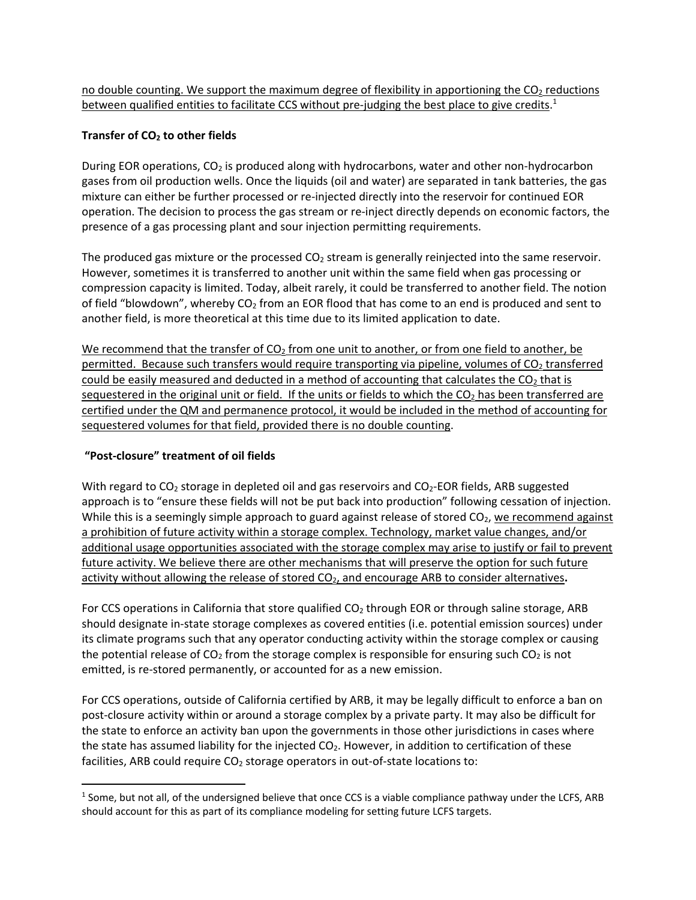no double counting. We support the maximum degree of flexibility in apportioning the $CO_2$ reductions between qualified entities to facilitate CCS without pre-judging the best place to give credits.[1]

**Transfer of $CO_2$ to other fields**

During EOR operations, $CO_2$ is produced along with hydrocarbons, water and other non-hydrocarbon gases from oil production wells. Once the liquids (oil and water) are separated in tank batteries, the gas mixture can either be further processed or re-injected directly into the reservoir for continued EOR operation. The decision to process the gas stream or re-inject directly depends on economic factors, the presence of a gas processing plant and sour injection permitting requirements.

The produced gas mixture or the processed $CO_2$ stream is generally reinjected into the same reservoir. However, sometimes it is transferred to another unit within the same field when gas processing or compression capacity is limited. Today, albeit rarely, it could be transferred to another field. The notion of field "blowdown", whereby $CO_2$ from an EOR flood that has come to an end is produced and sent to another field, is more theoretical at this time due to its limited application to date.

We recommend that the transfer of $CO_2$ from one unit to another, or from one field to another, be permitted. Because such transfers would require transporting via pipeline, volumes of $CO_2$ transferred could be easily measured and deducted in a method of accounting that calculates the $CO_2$ that is sequestered in the original unit or field. If the units or fields to which the $CO_2$ has been transferred are certified under the QM and permanence protocol, it would be included in the method of accounting for sequestered volumes for that field, provided there is no double counting.

**"Post-closure" treatment of oil fields**

With regard to $CO_2$ storage in depleted oil and gas reservoirs and $CO_2$-EOR fields, ARB suggested approach is to "ensure these fields will not be put back into production" following cessation of injection. While this is a seemingly simple approach to guard against release of stored $CO_2$, we recommend against a prohibition of future activity within a storage complex. Technology, market value changes, and/or additional usage opportunities associated with the storage complex may arise to justify or fail to prevent future activity. We believe there are other mechanisms that will preserve the option for such future activity without allowing the release of stored $CO_2$, and encourage ARB to consider alternatives**.**

For CCS operations in California that store qualified $CO_2$ through EOR or through saline storage, ARB should designate in-state storage complexes as covered entities (i.e. potential emission sources) under its climate programs such that any operator conducting activity within the storage complex or causing the potential release of $CO_2$ from the storage complex is responsible for ensuring such $CO_2$ is not emitted, is re-stored permanently, or accounted for as a new emission.

For CCS operations, outside of California certified by ARB, it may be legally difficult to enforce a ban on post-closure activity within or around a storage complex by a private party. It may also be difficult for the state to enforce an activity ban upon the governments in those other jurisdictions in cases where the state has assumed liability for the injected $CO_2$. However, in addition to certification of these facilities, ARB could require $CO_2$ storage operators in out-of-state locations to:

[1] Some, but not all, of the undersigned believe that once CCS is a viable compliance pathway under the LCFS, ARB should account for this as part of its compliance modeling for setting future LCFS targets.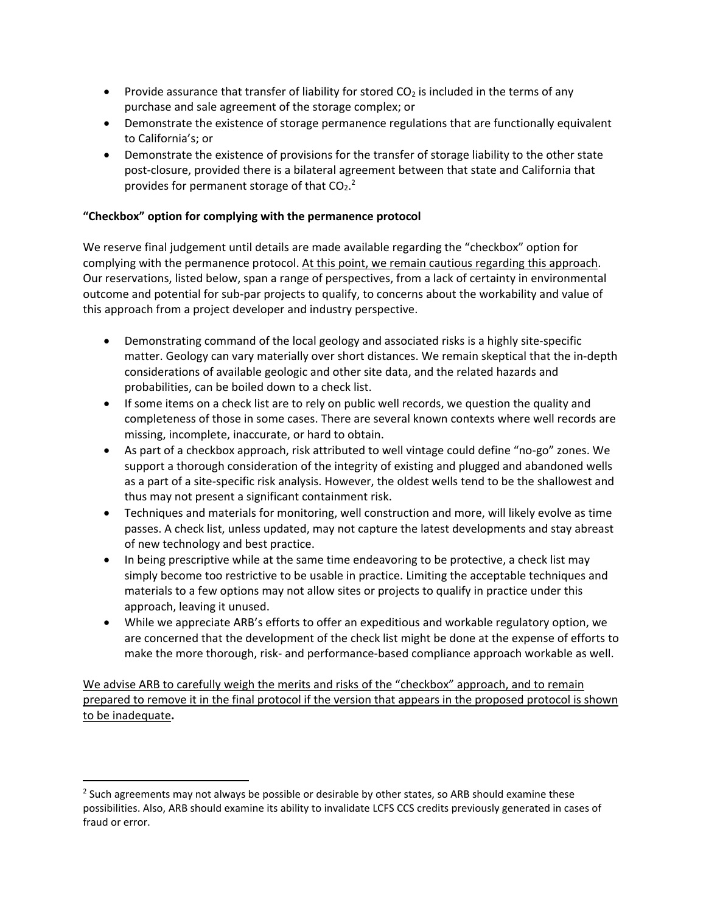- Provide assurance that transfer of liability for stored $CO_2$ is included in the terms of any purchase and sale agreement of the storage complex; or
- Demonstrate the existence of storage permanence regulations that are functionally equivalent to California's; or
- Demonstrate the existence of provisions for the transfer of storage liability to the other state post-closure, provided there is a bilateral agreement between that state and California that provides for permanent storage of that $CO_2$.[2]

**"Checkbox" option for complying with the permanence protocol**

We reserve final judgement until details are made available regarding the "checkbox" option for complying with the permanence protocol. <u>At this point, we remain cautious regarding this approach</u>. Our reservations, listed below, span a range of perspectives, from a lack of certainty in environmental outcome and potential for sub-par projects to qualify, to concerns about the workability and value of this approach from a project developer and industry perspective.

- Demonstrating command of the local geology and associated risks is a highly site-specific matter. Geology can vary materially over short distances. We remain skeptical that the in-depth considerations of available geologic and other site data, and the related hazards and probabilities, can be boiled down to a check list.
- If some items on a check list are to rely on public well records, we question the quality and completeness of those in some cases. There are several known contexts where well records are missing, incomplete, inaccurate, or hard to obtain.
- As part of a checkbox approach, risk attributed to well vintage could define "no-go" zones. We support a thorough consideration of the integrity of existing and plugged and abandoned wells as a part of a site-specific risk analysis. However, the oldest wells tend to be the shallowest and thus may not present a significant containment risk.
- Techniques and materials for monitoring, well construction and more, will likely evolve as time passes. A check list, unless updated, may not capture the latest developments and stay abreast of new technology and best practice.
- In being prescriptive while at the same time endeavoring to be protective, a check list may simply become too restrictive to be usable in practice. Limiting the acceptable techniques and materials to a few options may not allow sites or projects to qualify in practice under this approach, leaving it unused.
- While we appreciate ARB's efforts to offer an expeditious and workable regulatory option, we are concerned that the development of the check list might be done at the expense of efforts to make the more thorough, risk- and performance-based compliance approach workable as well.

<u>We advise ARB to carefully weigh the merits and risks of the "checkbox" approach, and to remain prepared to remove it in the final protocol if the version that appears in the proposed protocol is shown to be inadequate</u>**.**

---

[2] Such agreements may not always be possible or desirable by other states, so ARB should examine these possibilities. Also, ARB should examine its ability to invalidate LCFS CCS credits previously generated in cases of fraud or error.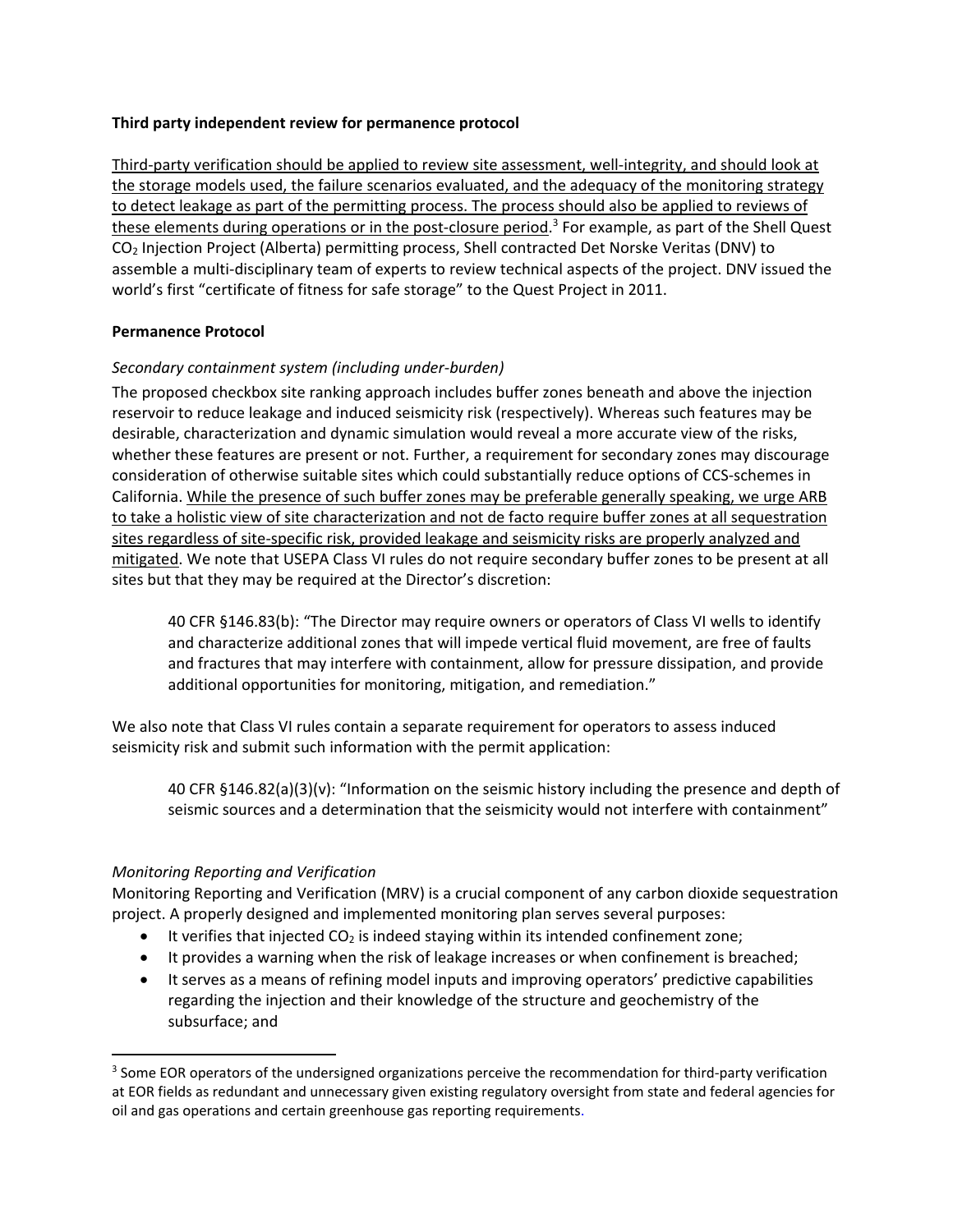**Third party independent review for permanence protocol**

<u>Third-party verification should be applied to review site assessment, well-integrity, and should look at the storage models used, the failure scenarios evaluated, and the adequacy of the monitoring strategy to detect leakage as part of the permitting process. The process should also be applied to reviews of these elements during operations or in the post-closure period.</u>[3] For example, as part of the Shell Quest $CO_2$ Injection Project (Alberta) permitting process, Shell contracted Det Norske Veritas (DNV) to assemble a multi-disciplinary team of experts to review technical aspects of the project. DNV issued the world's first "certificate of fitness for safe storage" to the Quest Project in 2011.

**Permanence Protocol**

*Secondary containment system (including under-burden)*

The proposed checkbox site ranking approach includes buffer zones beneath and above the injection reservoir to reduce leakage and induced seismicity risk (respectively). Whereas such features may be desirable, characterization and dynamic simulation would reveal a more accurate view of the risks, whether these features are present or not. Further, a requirement for secondary zones may discourage consideration of otherwise suitable sites which could substantially reduce options of CCS-schemes in California. <u>While the presence of such buffer zones may be preferable generally speaking, we urge ARB to take a holistic view of site characterization and not de facto require buffer zones at all sequestration sites regardless of site-specific risk, provided leakage and seismicity risks are properly analyzed and mitigated</u>. We note that USEPA Class VI rules do not require secondary buffer zones to be present at all sites but that they may be required at the Director's discretion:

> 40 CFR §146.83(b): "The Director may require owners or operators of Class VI wells to identify and characterize additional zones that will impede vertical fluid movement, are free of faults and fractures that may interfere with containment, allow for pressure dissipation, and provide additional opportunities for monitoring, mitigation, and remediation."

We also note that Class VI rules contain a separate requirement for operators to assess induced seismicity risk and submit such information with the permit application:

> 40 CFR §146.82(a)(3)(v): "Information on the seismic history including the presence and depth of seismic sources and a determination that the seismicity would not interfere with containment"

*Monitoring Reporting and Verification*

Monitoring Reporting and Verification (MRV) is a crucial component of any carbon dioxide sequestration project. A properly designed and implemented monitoring plan serves several purposes:

- It verifies that injected $CO_2$ is indeed staying within its intended confinement zone;
- It provides a warning when the risk of leakage increases or when confinement is breached;
- It serves as a means of refining model inputs and improving operators' predictive capabilities regarding the injection and their knowledge of the structure and geochemistry of the subsurface; and

[3] Some EOR operators of the undersigned organizations perceive the recommendation for third-party verification at EOR fields as redundant and unnecessary given existing regulatory oversight from state and federal agencies for oil and gas operations and certain greenhouse gas reporting requirements.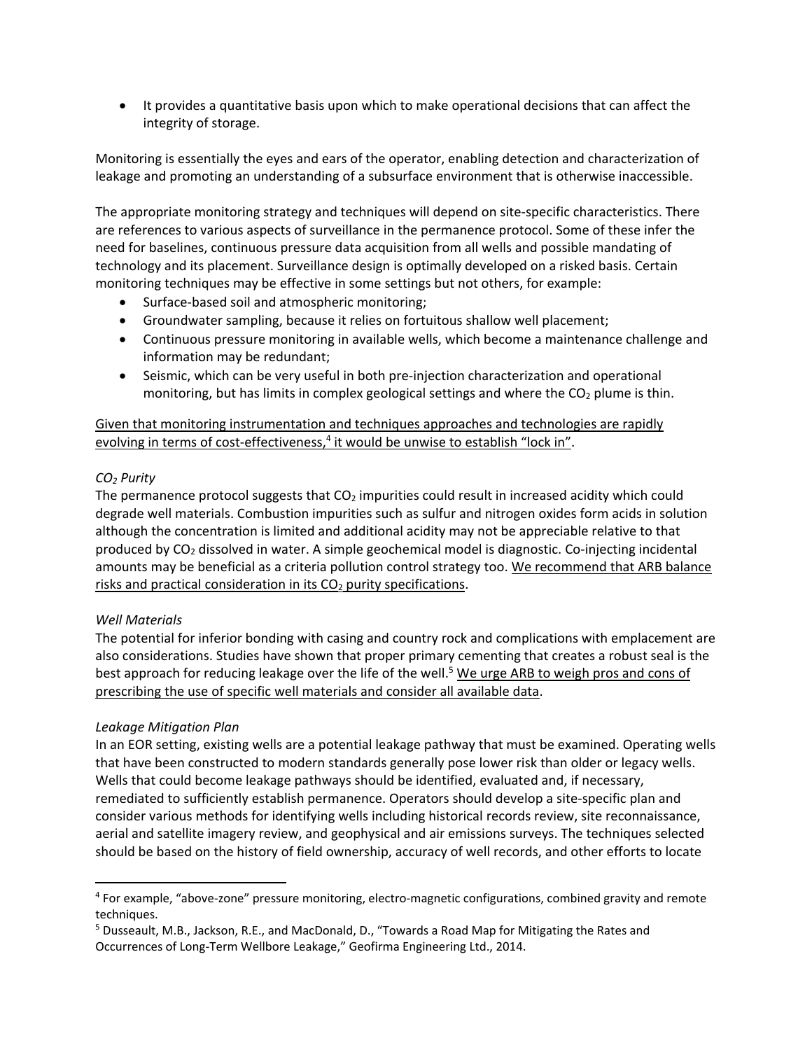- It provides a quantitative basis upon which to make operational decisions that can affect the integrity of storage.

Monitoring is essentially the eyes and ears of the operator, enabling detection and characterization of leakage and promoting an understanding of a subsurface environment that is otherwise inaccessible.

The appropriate monitoring strategy and techniques will depend on site-specific characteristics. There are references to various aspects of surveillance in the permanence protocol. Some of these infer the need for baselines, continuous pressure data acquisition from all wells and possible mandating of technology and its placement. Surveillance design is optimally developed on a risked basis. Certain monitoring techniques may be effective in some settings but not others, for example:

- Surface-based soil and atmospheric monitoring;
- Groundwater sampling, because it relies on fortuitous shallow well placement;
- Continuous pressure monitoring in available wells, which become a maintenance challenge and information may be redundant;
- Seismic, which can be very useful in both pre-injection characterization and operational monitoring, but has limits in complex geological settings and where the $CO_2$ plume is thin.

<u>Given that monitoring instrumentation and techniques approaches and technologies are rapidly evolving in terms of cost-effectiveness,[4] it would be unwise to establish "lock in"</u>.

*$CO_2$ Purity*

The permanence protocol suggests that $CO_2$ impurities could result in increased acidity which could degrade well materials. Combustion impurities such as sulfur and nitrogen oxides form acids in solution although the concentration is limited and additional acidity may not be appreciable relative to that produced by $CO_2$ dissolved in water. A simple geochemical model is diagnostic. Co-injecting incidental amounts may be beneficial as a criteria pollution control strategy too. <u>We recommend that ARB balance risks and practical consideration in its $CO_2$ purity specifications</u>.

*Well Materials*

The potential for inferior bonding with casing and country rock and complications with emplacement are also considerations. Studies have shown that proper primary cementing that creates a robust seal is the best approach for reducing leakage over the life of the well.[5] <u>We urge ARB to weigh pros and cons of prescribing the use of specific well materials and consider all available data</u>.

*Leakage Mitigation Plan*

In an EOR setting, existing wells are a potential leakage pathway that must be examined. Operating wells that have been constructed to modern standards generally pose lower risk than older or legacy wells. Wells that could become leakage pathways should be identified, evaluated and, if necessary, remediated to sufficiently establish permanence. Operators should develop a site-specific plan and consider various methods for identifying wells including historical records review, site reconnaissance, aerial and satellite imagery review, and geophysical and air emissions surveys. The techniques selected should be based on the history of field ownership, accuracy of well records, and other efforts to locate

---

[4] For example, "above-zone" pressure monitoring, electro-magnetic configurations, combined gravity and remote techniques.

[5] Dusseault, M.B., Jackson, R.E., and MacDonald, D., "Towards a Road Map for Mitigating the Rates and Occurrences of Long-Term Wellbore Leakage," Geofirma Engineering Ltd., 2014.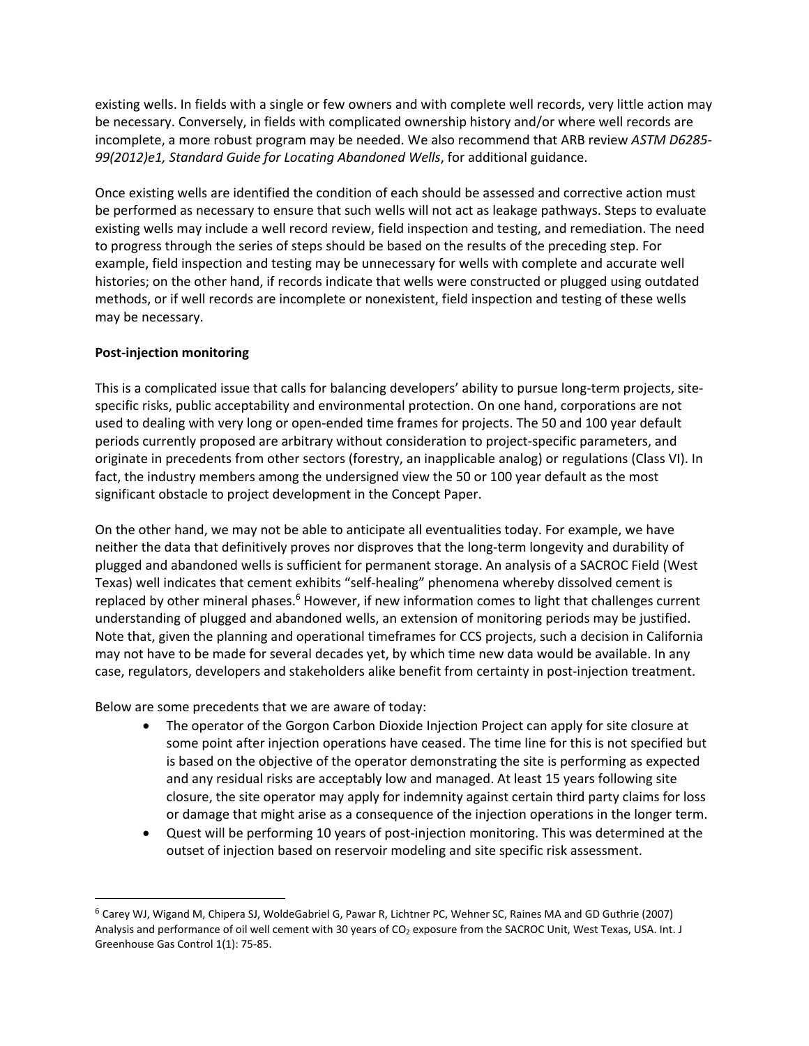existing wells. In fields with a single or few owners and with complete well records, very little action may be necessary. Conversely, in fields with complicated ownership history and/or where well records are incomplete, a more robust program may be needed. We also recommend that ARB review *ASTM D6285-99(2012)e1, Standard Guide for Locating Abandoned Wells*, for additional guidance.

Once existing wells are identified the condition of each should be assessed and corrective action must be performed as necessary to ensure that such wells will not act as leakage pathways. Steps to evaluate existing wells may include a well record review, field inspection and testing, and remediation. The need to progress through the series of steps should be based on the results of the preceding step. For example, field inspection and testing may be unnecessary for wells with complete and accurate well histories; on the other hand, if records indicate that wells were constructed or plugged using outdated methods, or if well records are incomplete or nonexistent, field inspection and testing of these wells may be necessary.

**Post-injection monitoring**

This is a complicated issue that calls for balancing developers' ability to pursue long-term projects, site-specific risks, public acceptability and environmental protection. On one hand, corporations are not used to dealing with very long or open-ended time frames for projects. The 50 and 100 year default periods currently proposed are arbitrary without consideration to project-specific parameters, and originate in precedents from other sectors (forestry, an inapplicable analog) or regulations (Class VI). In fact, the industry members among the undersigned view the 50 or 100 year default as the most significant obstacle to project development in the Concept Paper.

On the other hand, we may not be able to anticipate all eventualities today. For example, we have neither the data that definitively proves nor disproves that the long-term longevity and durability of plugged and abandoned wells is sufficient for permanent storage. An analysis of a SACROC Field (West Texas) well indicates that cement exhibits "self-healing" phenomena whereby dissolved cement is replaced by other mineral phases.[6] However, if new information comes to light that challenges current understanding of plugged and abandoned wells, an extension of monitoring periods may be justified. Note that, given the planning and operational timeframes for CCS projects, such a decision in California may not have to be made for several decades yet, by which time new data would be available. In any case, regulators, developers and stakeholders alike benefit from certainty in post-injection treatment.

Below are some precedents that we are aware of today:

- The operator of the Gorgon Carbon Dioxide Injection Project can apply for site closure at some point after injection operations have ceased. The time line for this is not specified but is based on the objective of the operator demonstrating the site is performing as expected and any residual risks are acceptably low and managed. At least 15 years following site closure, the site operator may apply for indemnity against certain third party claims for loss or damage that might arise as a consequence of the injection operations in the longer term.
- Quest will be performing 10 years of post-injection monitoring. This was determined at the outset of injection based on reservoir modeling and site specific risk assessment.

[6] Carey WJ, Wigand M, Chipera SJ, WoldeGabriel G, Pawar R, Lichtner PC, Wehner SC, Raines MA and GD Guthrie (2007) Analysis and performance of oil well cement with 30 years of $CO_2$ exposure from the SACROC Unit, West Texas, USA. Int. J Greenhouse Gas Control 1(1): 75-85.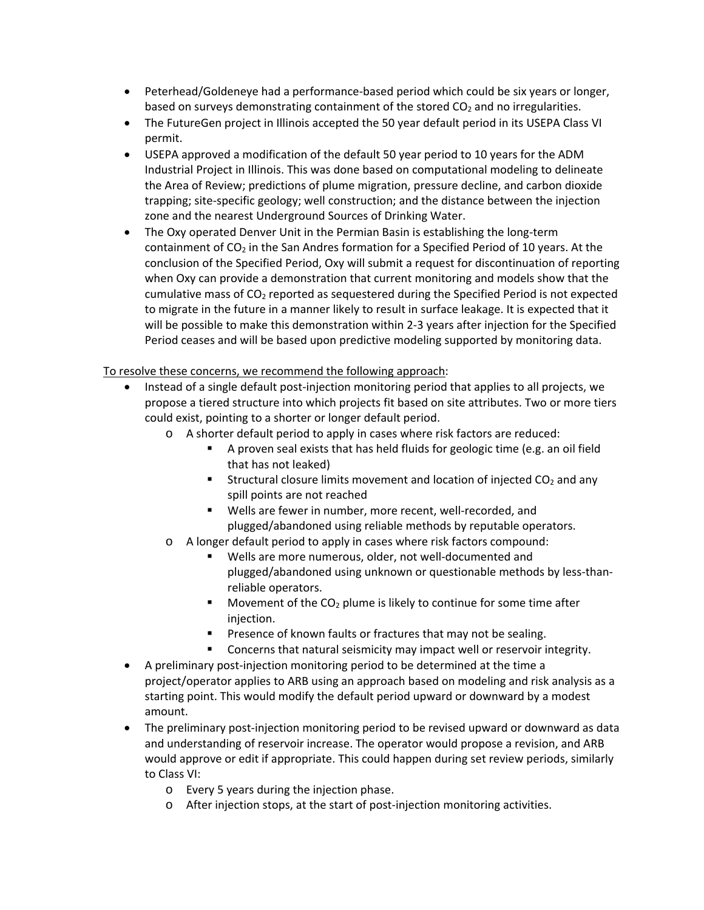- Peterhead/Goldeneye had a performance-based period which could be six years or longer, based on surveys demonstrating containment of the stored $CO_2$ and no irregularities.
- The FutureGen project in Illinois accepted the 50 year default period in its USEPA Class VI permit.
- USEPA approved a modification of the default 50 year period to 10 years for the ADM Industrial Project in Illinois. This was done based on computational modeling to delineate the Area of Review; predictions of plume migration, pressure decline, and carbon dioxide trapping; site-specific geology; well construction; and the distance between the injection zone and the nearest Underground Sources of Drinking Water.
- The Oxy operated Denver Unit in the Permian Basin is establishing the long-term containment of $CO_2$ in the San Andres formation for a Specified Period of 10 years. At the conclusion of the Specified Period, Oxy will submit a request for discontinuation of reporting when Oxy can provide a demonstration that current monitoring and models show that the cumulative mass of $CO_2$ reported as sequestered during the Specified Period is not expected to migrate in the future in a manner likely to result in surface leakage. It is expected that it will be possible to make this demonstration within 2-3 years after injection for the Specified Period ceases and will be based upon predictive modeling supported by monitoring data.

<u>To resolve these concerns, we recommend the following approach</u>:

- Instead of a single default post-injection monitoring period that applies to all projects, we propose a tiered structure into which projects fit based on site attributes. Two or more tiers could exist, pointing to a shorter or longer default period.
  - A shorter default period to apply in cases where risk factors are reduced:
    - A proven seal exists that has held fluids for geologic time (e.g. an oil field that has not leaked)
    - Structural closure limits movement and location of injected $CO_2$ and any spill points are not reached
    - Wells are fewer in number, more recent, well-recorded, and plugged/abandoned using reliable methods by reputable operators.
  - A longer default period to apply in cases where risk factors compound:
    - Wells are more numerous, older, not well-documented and plugged/abandoned using unknown or questionable methods by less-than-reliable operators.
    - Movement of the $CO_2$ plume is likely to continue for some time after injection.
    - Presence of known faults or fractures that may not be sealing.
    - Concerns that natural seismicity may impact well or reservoir integrity.
- A preliminary post-injection monitoring period to be determined at the time a project/operator applies to ARB using an approach based on modeling and risk analysis as a starting point. This would modify the default period upward or downward by a modest amount.
- The preliminary post-injection monitoring period to be revised upward or downward as data and understanding of reservoir increase. The operator would propose a revision, and ARB would approve or edit if appropriate. This could happen during set review periods, similarly to Class VI:
  - Every 5 years during the injection phase.
  - After injection stops, at the start of post-injection monitoring activities.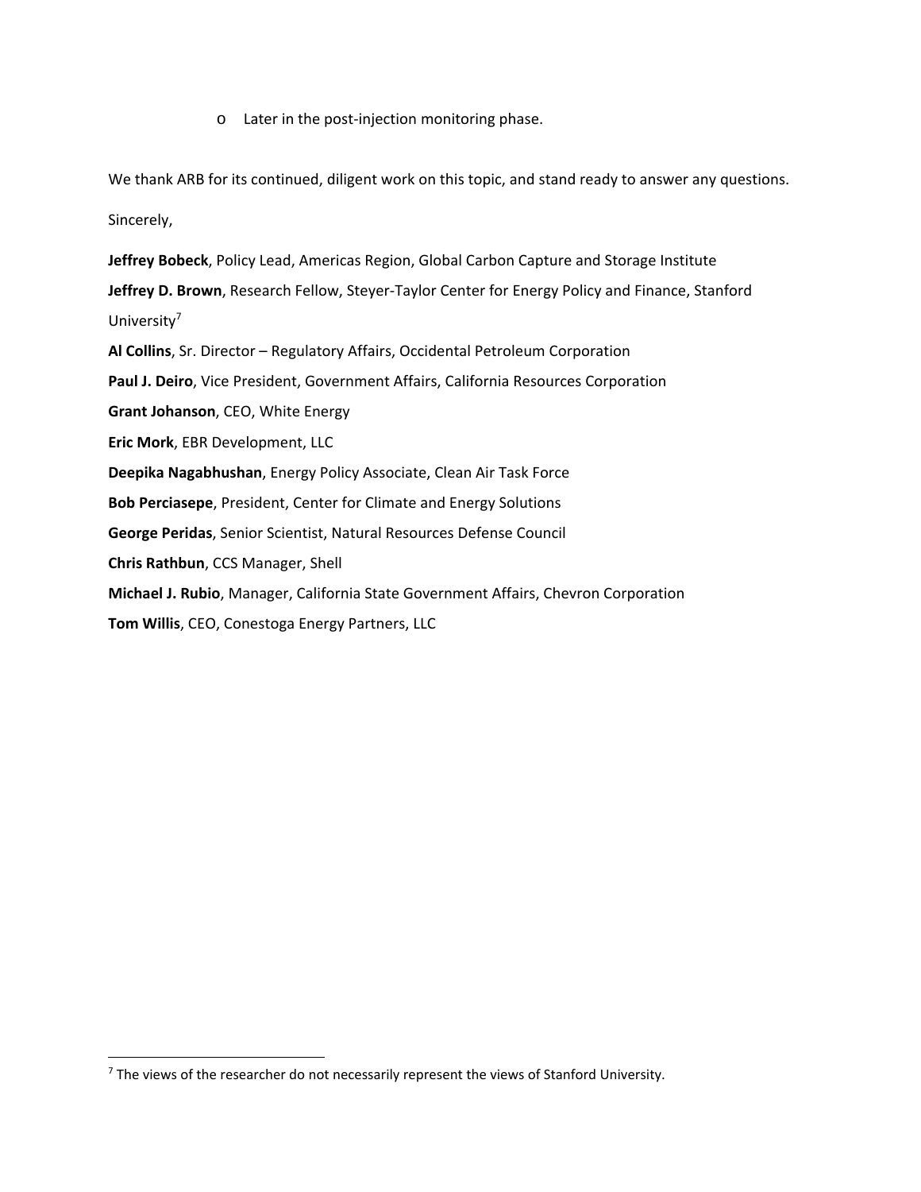- Later in the post-injection monitoring phase.

We thank ARB for its continued, diligent work on this topic, and stand ready to answer any questions.

Sincerely,

**Jeffrey Bobeck**, Policy Lead, Americas Region, Global Carbon Capture and Storage Institute

**Jeffrey D. Brown**, Research Fellow, Steyer-Taylor Center for Energy Policy and Finance, Stanford University[7]

**Al Collins**, Sr. Director – Regulatory Affairs, Occidental Petroleum Corporation

**Paul J. Deiro**, Vice President, Government Affairs, California Resources Corporation

**Grant Johanson**, CEO, White Energy

**Eric Mork**, EBR Development, LLC

**Deepika Nagabhushan**, Energy Policy Associate, Clean Air Task Force

**Bob Perciasepe**, President, Center for Climate and Energy Solutions

**George Peridas**, Senior Scientist, Natural Resources Defense Council

**Chris Rathbun**, CCS Manager, Shell

**Michael J. Rubio**, Manager, California State Government Affairs, Chevron Corporation

**Tom Willis**, CEO, Conestoga Energy Partners, LLC

[7] The views of the researcher do not necessarily represent the views of Stanford University.